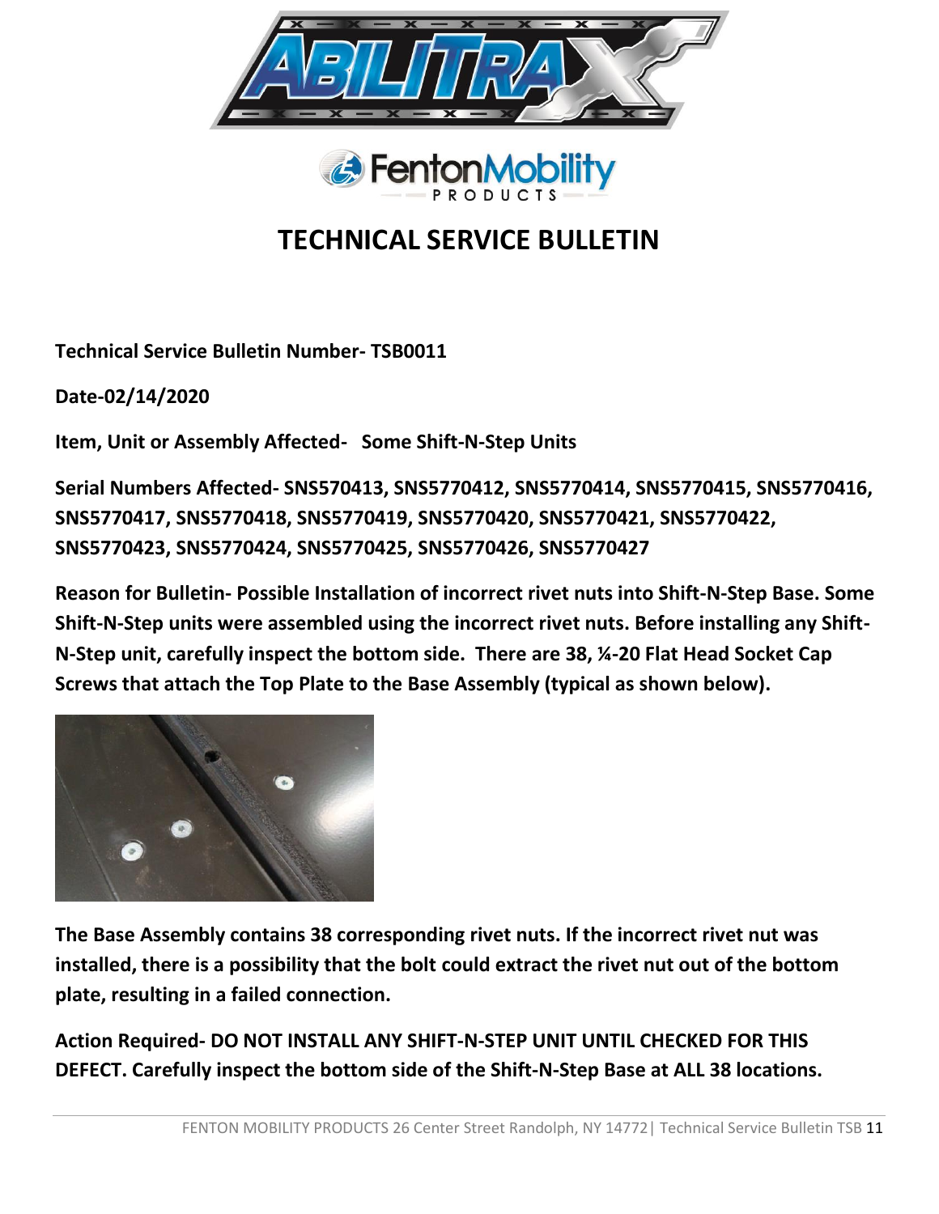# TECHNICAL SERVICE BULLETIN

**Technical Service Bulletin Number- TSB0011**

**Date-02/14/2020**

**Item, Unit or Assembly Affected- Some Shift-N-Step Units**

**Serial Numbers Affected- SNS570413, SNS5770412, SNS5770414, SNS5770415, SNS5770416, SNS5770417, SNS5770418, SNS5770419, SNS5770420, SNS5770421, SNS5770422, SNS5770423, SNS5770424, SNS5770425, SNS5770426, SNS5770427**

**Reason for Bulletin- Possible Installation of incorrect rivet nuts into Shift-N-Step Base. Some Shift-N-Step units were assembled using the incorrect rivet nuts. Before installing any Shift-N-Step unit, carefully inspect the bottom side. There are 38, ¼-20 Flat Head Socket Cap Screws that attach the Top Plate to the Base Assembly (typical as shown below).**

**The Base Assembly contains 38 corresponding rivet nuts. If the incorrect rivet nut was installed, there is a possibility that the bolt could extract the rivet nut out of the bottom plate, resulting in a failed connection.**

**Action Required- DO NOT INSTALL ANY SHIFT-N-STEP UNIT UNTIL CHECKED FOR THIS DEFECT. Carefully inspect the bottom side of the Shift-N-Step Base at ALL 38 locations.**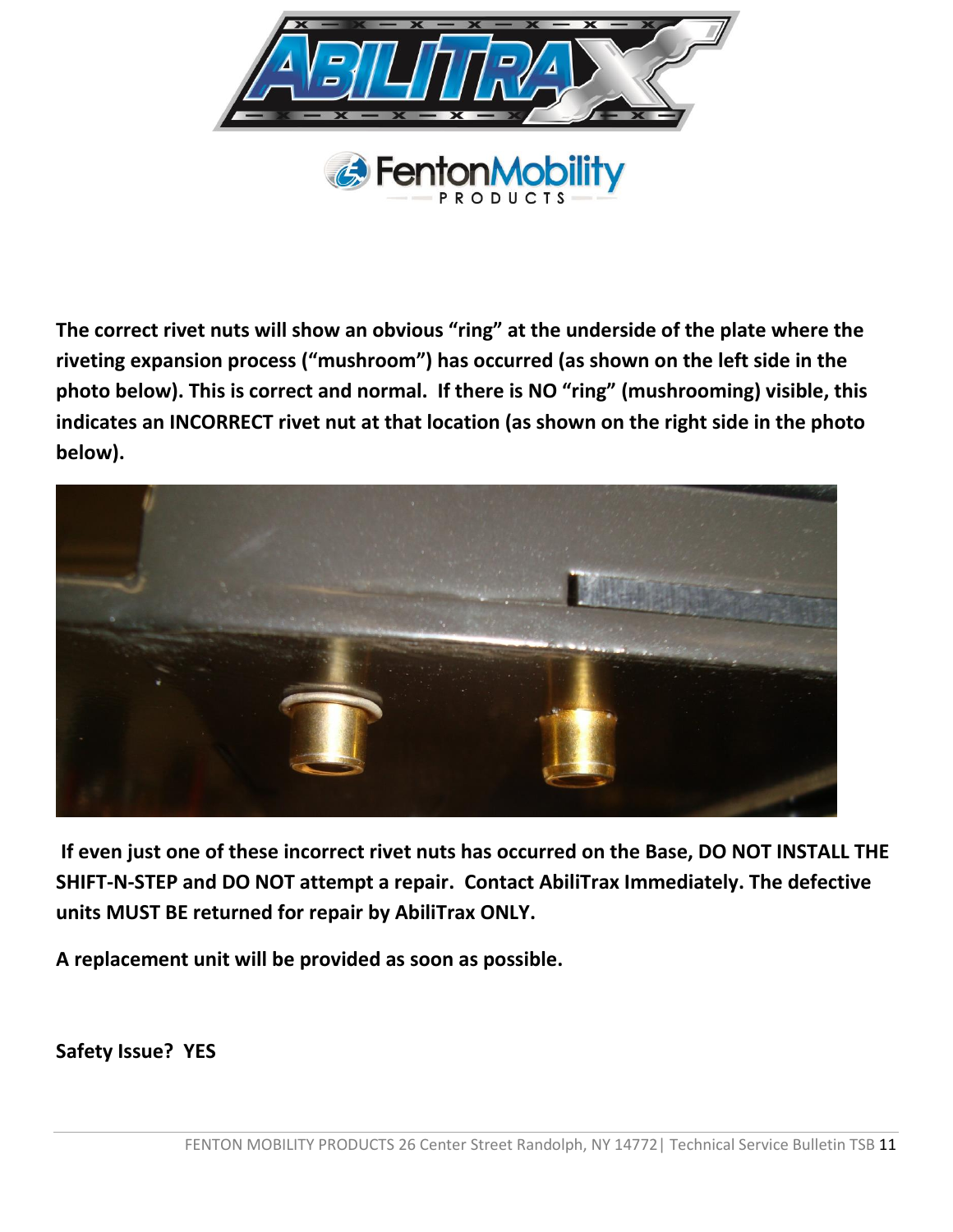The correct rivet nuts will show an obvious "ring" at the underside of the plate where the riveting expansion process ("mushroom") has occurred (as shown on the left side in the photo below). This is correct and normal. If there is NO "ring" (mushrooming) visible, this indicates an INCORRECT rivet nut at that location (as shown on the right side in the photo below).

**If even just one of these incorrect rivet nuts has occurred on the Base, DO NOT INSTALL THE SHIFT-N-STEP and DO NOT attempt a repair. Contact AbiliTrax Immediately. The defective units MUST BE returned for repair by AbiliTrax ONLY.**

**A replacement unit will be provided as soon as possible.**

**Safety Issue? YES**